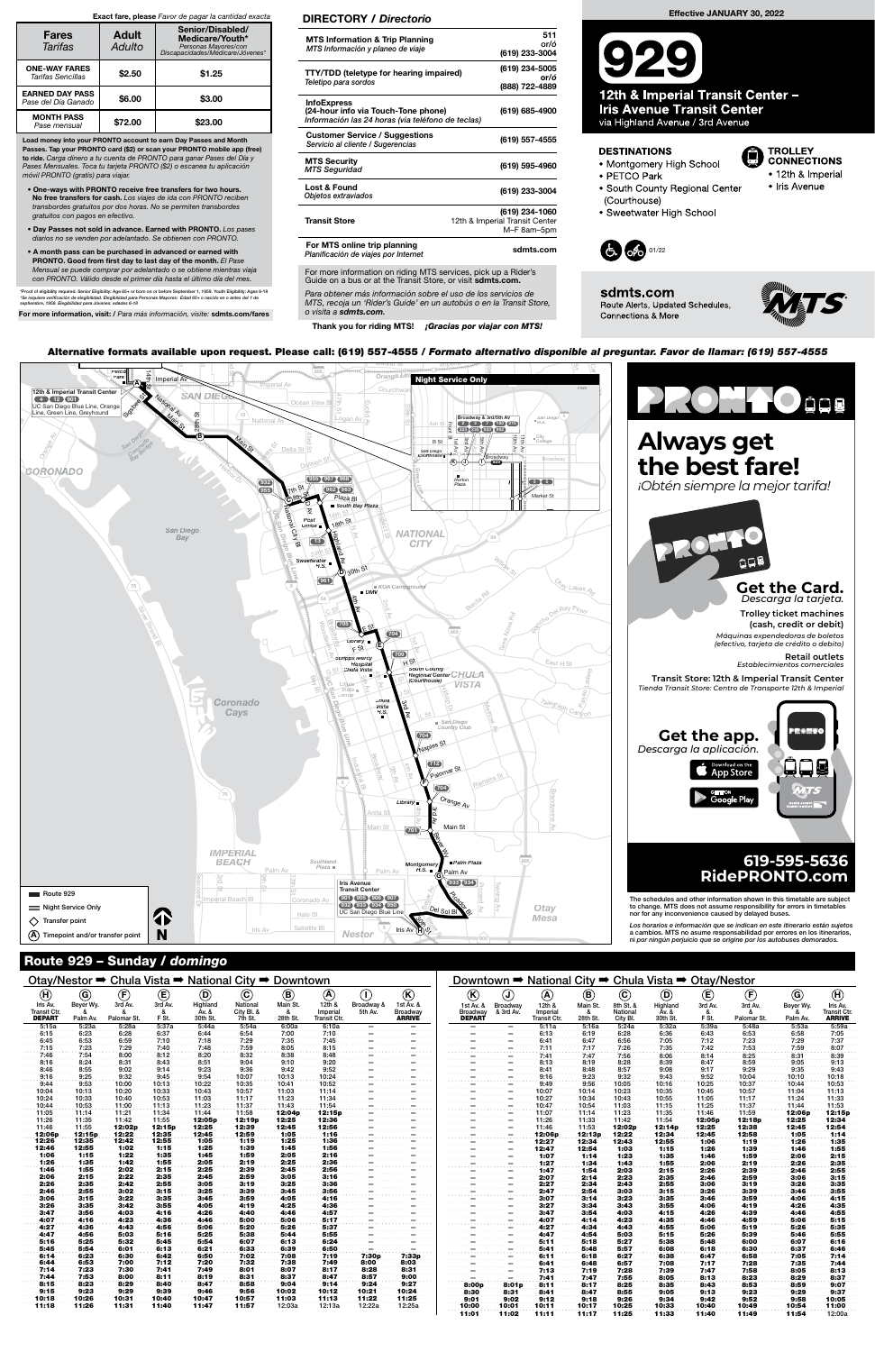**Exact fare, please** *Favor de pagar la cantidad exacta*

| Fares *Tarifas* | Adult *Adulto* | Senior/Disabled/ Medicare/Youth* *Personas Mayores/con Discapacidades/Medicare/Jóvenes** |
|---|---|---|
| ONE-WAY FARES *Tarifas Sencillas* | $2.50 | $1.25 |
| EARNED DAY PASS *Pase del Día Ganado* | $6.00 | $3.00 |
| MONTH PASS *Pase mensual* | $72.00 | $23.00 |

**Load money into your PRONTO account to earn Day Passes and Month Passes. Tap your PRONTO card ($2) or scan your PRONTO mobile app (free) to ride.** *Carga dinero a tu cuenta de PRONTO para ganar Pases del Día y Pases Mensuales. Toca tu tarjeta PRONTO ($2) o escanea tu aplicación móvil PRONTO (gratis) para viajar.*

- **One-ways with PRONTO receive free transfers for two hours. No free transfers for cash.** *Los viajes de ida con PRONTO reciben transbordes gratuitos por dos horas. No se permiten transbordes gratuitos con pagos en efectivo.*
- **Day Passes not sold in advance. Earned with PRONTO.** *Los pases diarios no se venden por adelantado. Se obtienen con PRONTO.*
- **A month pass can be purchased in advance or earned with PRONTO. Good from first day to last day of the month.** *El Pase Mensual se puede comprar por adelantado o se obtiene mientras viaja con PRONTO. Válido desde el primer día hasta el último día del mes.*

*Proof of eligibility required. Senior Eligibility: Age 65+ or born on or before September 1, 1959. Youth Eligibility: Ages 6-18
*Se requiere verificación de elegibilidad. Elegibilidad para Personas Mayores: Edad 65+ o nacido en o antes del 1 de septiembre, 1959. Elegibilidad para Jóvenes: edades 6-18

**For more information, visit:** / *Para más información, visite:* **sdmts.com/fares**

## DIRECTORY / *Directorio*

| | |
|---|---|
| MTS Information & Trip Planning *MTS Información y planeo de viaje* | 511 or/ó (619) 233-3004 |
| TTY/TDD (teletype for hearing impaired) *Teletipo para sordos* | (619) 234-5005 or/ó (888) 722-4889 |
| InfoExpress (24-hour info via Touch-Tone phone) *Información las 24 horas (via teléfono de teclas)* | (619) 685-4900 |
| Customer Service / Suggestions *Servicio al cliente / Sugerencias* | (619) 557-4555 |
| MTS Security *MTS Seguridad* | (619) 595-4960 |
| Lost & Found *Objetos extraviados* | (619) 233-3004 |
| Transit Store | (619) 234-1060 12th & Imperial Transit Center M–F 8am–5pm |
| For MTS online trip planning *Planificación de viajes por Internet* | sdmts.com |

For more information on riding MTS services, pick up a Rider's Guide on a bus or at the Transit Store, or visit **sdmts.com.**

*Para obtener más información sobre el uso de los servicios de MTS, recoja un 'Rider's Guide' en un autobús o en la Transit Store, o visita a sdmts.com.*

**Thank you for riding MTS!** ***¡Gracias por viajar con MTS!***

**Effective JANUARY 30, 2022**

# 929

## 12th & Imperial Transit Center – Iris Avenue Transit Center
via Highland Avenue / 3rd Avenue

### DESTINATIONS
- Montgomery High School
- PETCO Park
- South County Regional Center (Courthouse)
- Sweetwater High School

### TROLLEY CONNECTIONS
- 12th & Imperial
- Iris Avenue

01/22

**sdmts.com**
Route Alerts, Updated Schedules, Connections & More

**Alternative formats available upon request. Please call: (619) 557-4555 / *Formato alternativo disponible al preguntar. Favor de llamar: (619) 557-4555***

# PRONTO
## Always get the best fare!
*¡Obtén siempre la mejor tarifa!*

**Get the Card.** *Descarga la tarjeta.*

Trolley ticket machines (cash, credit or debit)
*Máquinas expendedoras de boletos (efectiva, tarjeta de crédito o debito)*

Retail outlets
*Establecimientos comerciales*

Transit Store: 12th & Imperial Transit Center
*Tienda Transit Store: Centro de Transporte 12th & Imperial*

**Get the app.** *Descarga la aplicación.*

**619-595-5636**
**RidePRONTO.com**

The schedules and other information shown in this timetable are subject to change. MTS does not assume responsibility for errors in timetables nor for any inconvenience caused by delayed buses.

*Los horarios e información que se indican en este itinerario están sujetos a cambios. MTS no asume responsabilidad por errores en los itinerarios, ni por ningún perjuicio que se origine por los autobuses demorados.*

Map legend: Route 929 · Night Service Only · Transfer point · (A) Timepoint and/or transfer point

## Route 929 – Sunday / *domingo*

### Otay/Nestor ➡ Chula Vista ➡ National City ➡ Downtown

| (H) Iris Av. Transit Ctr. DEPART | (G) Beyer Wy. & Palm Av. | (F) 3rd Av. & Palomar St. | (E) 3rd Av. & F St. | (D) Highland Av. & 30th St. | (C) National City Bl. & 7th St. | (B) Main St. & 28th St. | (A) 12th & Imperial Transit Ctr. | (I) Broadway & 5th Av. | (K) 1st Av. & Broadway ARRIVE |
|---|---|---|---|---|---|---|---|---|---|
| 5:15a | 5:23a | 5:28a | 5:37a | 5:44a | 5:54a | 6:00a | 6:10a | – | – |
| 6:15 | 6:23 | 6:28 | 6:37 | 6:44 | 6:54 | 7:00 | 7:10 | – | – |
| 6:45 | 6:53 | 6:59 | 7:10 | 7:18 | 7:29 | 7:35 | 7:45 | – | – |
| 7:15 | 7:23 | 7:29 | 7:40 | 7:48 | 7:59 | 8:05 | 8:15 | – | – |
| 7:46 | 7:54 | 8:00 | 8:12 | 8:20 | 8:32 | 8:38 | 8:48 | – | – |
| 8:16 | 8:24 | 8:31 | 8:43 | 8:51 | 9:04 | 9:10 | 9:20 | – | – |
| 8:46 | 8:55 | 9:02 | 9:14 | 9:23 | 9:36 | 9:42 | 9:52 | – | – |
| 9:16 | 9:25 | 9:32 | 9:45 | 9:54 | 10:07 | 10:13 | 10:24 | – | – |
| 9:44 | 9:53 | 10:00 | 10:13 | 10:22 | 10:35 | 10:41 | 10:52 | – | – |
| 10:04 | 10:13 | 10:20 | 10:33 | 10:43 | 10:57 | 11:03 | 11:14 | – | – |
| 10:24 | 10:33 | 10:40 | 10:53 | 11:03 | 11:17 | 11:23 | 11:34 | – | – |
| 10:44 | 10:53 | 11:00 | 11:13 | 11:23 | 11:37 | 11:43 | 11:54 | – | – |
| 11:05 | 11:14 | 11:21 | 11:34 | 11:44 | 11:58 | 12:04p | 12:15p | – | – |
| 11:26 | 11:35 | 11:42 | 11:55 | 12:05p | 12:19p | 12:25 | 12:36 | – | – |
| 11:46 | 11:55 | 12:02p | 12:15p | 12:25 | 12:39 | 12:45 | 12:56 | – | – |
| 12:06p | 12:15p | 12:22 | 12:35 | 12:45 | 12:59 | 1:05 | 1:16 | – | – |
| 12:26 | 12:35 | 12:42 | 12:55 | 1:05 | 1:19 | 1:25 | 1:36 | – | – |
| 12:46 | 12:55 | 1:02 | 1:15 | 1:25 | 1:39 | 1:45 | 1:56 | – | – |
| 1:06 | 1:15 | 1:22 | 1:35 | 1:45 | 1:59 | 2:05 | 2:16 | – | – |
| 1:26 | 1:35 | 1:42 | 1:55 | 2:05 | 2:19 | 2:25 | 2:36 | – | – |
| 1:46 | 1:55 | 2:02 | 2:15 | 2:25 | 2:39 | 2:45 | 2:56 | – | – |
| 2:06 | 2:15 | 2:22 | 2:35 | 2:45 | 2:59 | 3:05 | 3:16 | – | – |
| 2:26 | 2:35 | 2:42 | 2:55 | 3:05 | 3:19 | 3:25 | 3:36 | – | – |
| 2:46 | 2:55 | 3:02 | 3:15 | 3:25 | 3:39 | 3:45 | 3:56 | – | – |
| 3:06 | 3:15 | 3:22 | 3:35 | 3:45 | 3:59 | 4:05 | 4:16 | – | – |
| 3:26 | 3:35 | 3:42 | 3:55 | 4:05 | 4:19 | 4:25 | 4:36 | – | – |
| 3:47 | 3:56 | 4:03 | 4:16 | 4:26 | 4:40 | 4:46 | 4:57 | – | – |
| 4:07 | 4:16 | 4:23 | 4:36 | 4:46 | 5:00 | 5:06 | 5:17 | – | – |
| 4:27 | 4:36 | 4:43 | 4:56 | 5:06 | 5:20 | 5:26 | 5:37 | – | – |
| 4:47 | 4:56 | 5:03 | 5:16 | 5:25 | 5:38 | 5:44 | 5:55 | – | – |
| 5:16 | 5:25 | 5:32 | 5:45 | 5:54 | 6:07 | 6:13 | 6:24 | – | – |
| 5:45 | 5:54 | 6:01 | 6:13 | 6:21 | 6:33 | 6:39 | 6:50 | – | – |
| 6:14 | 6:23 | 6:30 | 6:42 | 6:50 | 7:02 | 7:08 | 7:19 | 7:30p | 7:33p |
| 6:44 | 6:53 | 7:00 | 7:12 | 7:20 | 7:32 | 7:38 | 7:49 | 8:00 | 8:03 |
| 7:14 | 7:23 | 7:30 | 7:41 | 7:49 | 8:01 | 8:07 | 8:17 | 8:28 | 8:31 |
| 7:44 | 7:53 | 8:00 | 8:11 | 8:19 | 8:31 | 8:37 | 8:47 | 8:57 | 9:00 |
| 8:15 | 8:23 | 8:29 | 8:40 | 8:47 | 8:58 | 9:04 | 9:14 | 9:24 | 9:27 |
| 9:15 | 9:23 | 9:29 | 9:39 | 9:46 | 9:56 | 10:02 | 10:12 | 10:21 | 10:24 |
| 10:18 | 10:26 | 10:31 | 10:40 | 10:47 | 10:57 | 11:03 | 11:13 | 11:22 | 11:25 |
| 11:18 | 11:26 | 11:31 | 11:40 | 11:47 | 11:57 | 12:03a | 12:13a | 12:22a | 12:25a |

### Downtown ➡ National City ➡ Chula Vista ➡ Otay/Nestor

| (K) 1st Av. & Broadway DEPART | (J) Broadway & 3rd Av. | (A) 12th & Imperial Transit Ctr. | (B) Main St. & 28th St. | (C) 8th St. & National City Bl. | (D) Highland Av. & 30th St. | (E) 3rd Av. & F St. | (F) 3rd Av. & Palomar St. | (G) Beyer Wy. & Palm Av. | (H) Iris Av. Transit Ctr. ARRIVE |
|---|---|---|---|---|---|---|---|---|---|
| – | – | 5:11a | 5:16a | 5:24a | 5:32a | 5:39a | 5:48a | 5:53a | 5:59a |
| – | – | 6:13 | 6:19 | 6:28 | 6:36 | 6:43 | 6:53 | 6:58 | 7:05 |
| – | – | 6:41 | 6:47 | 6:56 | 7:05 | 7:12 | 7:23 | 7:29 | 7:37 |
| – | – | 7:11 | 7:17 | 7:26 | 7:35 | 7:42 | 7:53 | 7:59 | 8:07 |
| – | – | 7:41 | 7:47 | 7:56 | 8:06 | 8:14 | 8:25 | 8:31 | 8:39 |
| – | – | 8:13 | 8:19 | 8:28 | 8:39 | 8:47 | 8:59 | 9:05 | 9:13 |
| – | – | 8:41 | 8:48 | 8:57 | 9:08 | 9:17 | 9:29 | 9:35 | 9:43 |
| – | – | 9:16 | 9:23 | 9:32 | 9:43 | 9:52 | 10:04 | 10:10 | 10:18 |
| – | – | 9:49 | 9:56 | 10:05 | 10:16 | 10:25 | 10:37 | 10:44 | 10:53 |
| – | – | 10:07 | 10:14 | 10:23 | 10:35 | 10:45 | 10:57 | 11:04 | 11:13 |
| – | – | 10:27 | 10:34 | 10:43 | 10:55 | 11:05 | 11:17 | 11:24 | 11:33 |
| – | – | 10:47 | 10:54 | 11:03 | 11:15 | 11:25 | 11:37 | 11:44 | 11:53 |
| – | – | 11:07 | 11:14 | 11:23 | 11:35 | 11:46 | 11:59 | 12:06p | 12:15p |
| – | – | 11:26 | 11:33 | 11:42 | 11:54 | 12:05p | 12:18p | 12:25 | 12:34 |
| – | – | 11:46 | 11:53 | 12:02p | 12:14p | 12:25 | 12:38 | 12:45 | 12:54 |
| – | – | 12:06p | 12:13p | 12:22 | 12:34 | 12:45 | 12:58 | 1:05 | 1:14 |
| – | – | 12:27 | 12:34 | 12:43 | 12:55 | 1:06 | 1:19 | 1:26 | 1:35 |
| – | – | 12:47 | 12:54 | 1:03 | 1:15 | 1:26 | 1:39 | 1:46 | 1:55 |
| – | – | 1:07 | 1:14 | 1:23 | 1:35 | 1:46 | 1:59 | 2:06 | 2:15 |
| – | – | 1:27 | 1:34 | 1:43 | 1:55 | 2:06 | 2:19 | 2:26 | 2:35 |
| – | – | 1:47 | 1:54 | 2:03 | 2:15 | 2:26 | 2:39 | 2:46 | 2:55 |
| – | – | 2:07 | 2:14 | 2:23 | 2:35 | 2:46 | 2:59 | 3:06 | 3:15 |
| – | – | 2:27 | 2:34 | 2:43 | 2:55 | 3:06 | 3:19 | 3:26 | 3:35 |
| – | – | 2:47 | 2:54 | 3:03 | 3:15 | 3:26 | 3:39 | 3:46 | 3:55 |
| – | – | 3:07 | 3:14 | 3:23 | 3:35 | 3:46 | 3:59 | 4:06 | 4:15 |
| – | – | 3:27 | 3:34 | 3:43 | 3:55 | 4:06 | 4:19 | 4:26 | 4:35 |
| – | – | 3:47 | 3:54 | 4:03 | 4:15 | 4:26 | 4:39 | 4:46 | 4:55 |
| – | – | 4:07 | 4:14 | 4:23 | 4:35 | 4:46 | 4:59 | 5:06 | 5:15 |
| – | – | 4:27 | 4:34 | 4:43 | 4:55 | 5:06 | 5:19 | 5:26 | 5:35 |
| – | – | 4:47 | 4:54 | 5:03 | 5:15 | 5:26 | 5:39 | 5:46 | 5:55 |
| – | – | 5:11 | 5:18 | 5:27 | 5:38 | 5:48 | 6:00 | 6:07 | 6:16 |
| – | – | 5:41 | 5:48 | 5:57 | 6:08 | 6:18 | 6:30 | 6:37 | 6:46 |
| – | – | 6:11 | 6:18 | 6:27 | 6:38 | 6:47 | 6:58 | 7:05 | 7:14 |
| – | – | 6:41 | 6:48 | 6:57 | 7:08 | 7:17 | 7:28 | 7:35 | 7:44 |
| – | – | 7:13 | 7:19 | 7:28 | 7:39 | 7:47 | 7:58 | 8:05 | 8:13 |
| – | – | 7:41 | 7:47 | 7:55 | 8:05 | 8:13 | 8:23 | 8:29 | 8:37 |
| 8:00p | 8:01p | 8:11 | 8:17 | 8:25 | 8:35 | 8:43 | 8:53 | 8:59 | 9:07 |
| 8:30 | 8:31 | 8:41 | 8:47 | 8:55 | 9:05 | 9:13 | 9:23 | 9:29 | 9:37 |
| 9:01 | 9:02 | 9:12 | 9:18 | 9:26 | 9:34 | 9:42 | 9:52 | 9:58 | 10:05 |
| 10:00 | 10:01 | 10:11 | 10:17 | 10:25 | 10:33 | 10:40 | 10:49 | 10:54 | 11:00 |
| 11:01 | 11:02 | 11:11 | 11:17 | 11:25 | 11:33 | 11:40 | 11:49 | 11:54 | 12:00a |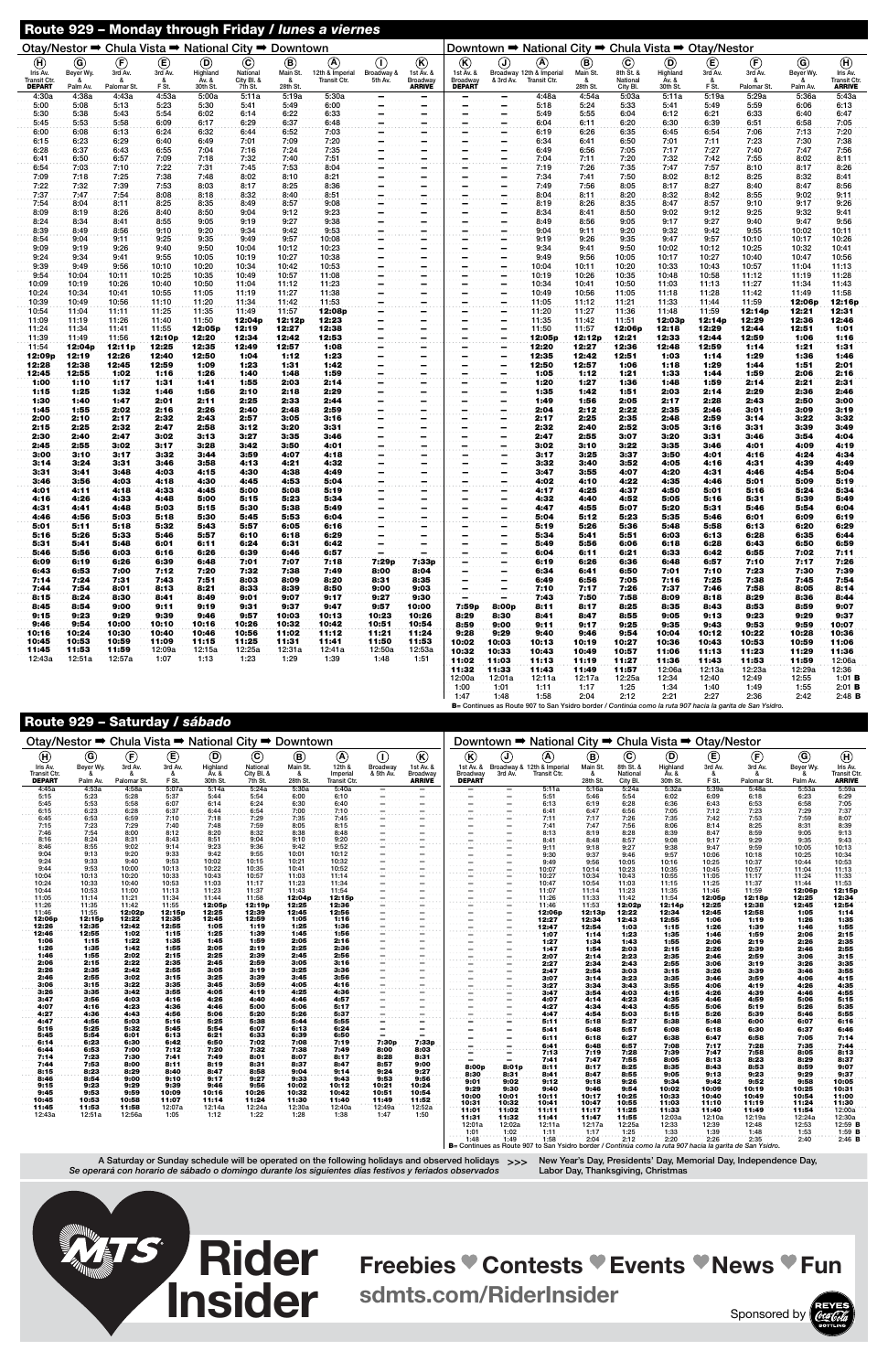## Route 929 – Monday through Friday / *lunes a viernes*

### Otay/Nestor ➡ Chula Vista ➡ National City ➡ Downtown

| (H) Iris Av. Transit Ctr. DEPART | (G) Beyer Wy. & Palm Av. | (F) 3rd Av. & Palomar St. | (E) 3rd Av. & F St. | (D) Highland Av. & 30th St. | (C) National City Bl. & 7th St. | (B) Main St. & 28th St. | (A) 12th & Imperial Transit Ctr. | (I) Broadway & 5th Av. | (K) 1st Av. & Broadway ARRIVE |
|---|---|---|---|---|---|---|---|---|---|
| 4:30a | 4:38a | 4:43a | 4:53a | 5:00a | 5:11a | 5:19a | 5:30a | – | – |
| 5:00 | 5:08 | 5:13 | 5:23 | 5:30 | 5:41 | 5:49 | 6:00 | – | – |
| 5:30 | 5:38 | 5:43 | 5:54 | 6:02 | 6:14 | 6:22 | 6:33 | – | – |
| 5:45 | 5:53 | 5:58 | 6:09 | 6:17 | 6:29 | 6:37 | 6:48 | – | – |
| 6:00 | 6:08 | 6:13 | 6:24 | 6:32 | 6:44 | 6:52 | 7:03 | – | – |
| 6:15 | 6:23 | 6:29 | 6:40 | 6:49 | 7:01 | 7:09 | 7:20 | – | – |
| 6:28 | 6:37 | 6:43 | 6:55 | 7:04 | 7:16 | 7:24 | 7:35 | – | – |
| 6:41 | 6:50 | 6:57 | 7:09 | 7:18 | 7:32 | 7:40 | 7:51 | – | – |
| 6:54 | 7:03 | 7:10 | 7:22 | 7:31 | 7:45 | 7:53 | 8:04 | – | – |
| 7:09 | 7:18 | 7:25 | 7:38 | 7:48 | 8:02 | 8:10 | 8:21 | – | – |
| 7:22 | 7:32 | 7:39 | 7:53 | 8:03 | 8:17 | 8:25 | 8:36 | – | – |
| 7:37 | 7:47 | 7:54 | 8:08 | 8:18 | 8:32 | 8:40 | 8:51 | – | – |
| 7:54 | 8:04 | 8:11 | 8:25 | 8:35 | 8:49 | 8:57 | 9:08 | – | – |
| 8:09 | 8:19 | 8:26 | 8:40 | 8:50 | 9:04 | 9:12 | 9:23 | – | – |
| 8:24 | 8:34 | 8:41 | 8:55 | 9:05 | 9:19 | 9:27 | 9:38 | – | – |
| 8:39 | 8:49 | 8:56 | 9:10 | 9:20 | 9:34 | 9:42 | 9:53 | – | – |
| 8:54 | 9:04 | 9:11 | 9:25 | 9:35 | 9:49 | 9:57 | 10:08 | – | – |
| 9:09 | 9:19 | 9:26 | 9:40 | 9:50 | 10:04 | 10:12 | 10:23 | – | – |
| 9:24 | 9:34 | 9:41 | 9:55 | 10:05 | 10:19 | 10:27 | 10:38 | – | – |
| 9:39 | 9:49 | 9:56 | 10:10 | 10:20 | 10:34 | 10:42 | 10:53 | – | – |
| 9:54 | 10:04 | 10:11 | 10:25 | 10:35 | 10:49 | 10:57 | 11:08 | – | – |
| 10:09 | 10:19 | 10:26 | 10:40 | 10:50 | 11:04 | 11:12 | 11:23 | – | – |
| 10:24 | 10:34 | 10:41 | 10:55 | 11:05 | 11:19 | 11:27 | 11:38 | – | – |
| 10:39 | 10:49 | 10:56 | 11:10 | 11:20 | 11:34 | 11:42 | 11:53 | – | – |
| 10:54 | 11:04 | 11:11 | 11:25 | 11:35 | 11:49 | 11:57 | 12:08p | – | – |
| 11:09 | 11:19 | 11:26 | 11:40 | 11:50 | 12:04p | 12:12p | 12:23 | – | – |
| 11:24 | 11:34 | 11:41 | 11:55 | 12:05p | 12:19 | 12:27 | 12:38 | – | – |
| 11:39 | 11:49 | 11:56 | 12:10p | 12:20 | 12:34 | 12:42 | 12:53 | – | – |
| 11:54 | 12:04p | 12:11p | 12:25 | 12:35 | 12:49 | 12:57 | 1:08 | – | – |
| 12:09p | 12:19 | 12:26 | 12:40 | 12:50 | 1:04 | 1:12 | 1:23 | – | – |
| 12:28 | 12:38 | 12:45 | 12:59 | 1:09 | 1:23 | 1:31 | 1:42 | – | – |
| 12:45 | 12:55 | 1:02 | 1:16 | 1:26 | 1:40 | 1:48 | 1:59 | – | – |
| 1:00 | 1:10 | 1:17 | 1:31 | 1:41 | 1:55 | 2:03 | 2:14 | – | – |
| 1:15 | 1:25 | 1:32 | 1:46 | 1:56 | 2:10 | 2:18 | 2:29 | – | – |
| 1:30 | 1:40 | 1:47 | 2:01 | 2:11 | 2:25 | 2:33 | 2:44 | – | – |
| 1:45 | 1:55 | 2:02 | 2:16 | 2:26 | 2:40 | 2:48 | 2:59 | – | – |
| 2:00 | 2:10 | 2:17 | 2:32 | 2:43 | 2:57 | 3:05 | 3:16 | – | – |
| 2:15 | 2:25 | 2:32 | 2:47 | 2:58 | 3:12 | 3:20 | 3:31 | – | – |
| 2:30 | 2:40 | 2:47 | 3:02 | 3:13 | 3:27 | 3:35 | 3:46 | – | – |
| 2:45 | 2:55 | 3:02 | 3:17 | 3:28 | 3:42 | 3:50 | 4:01 | – | – |
| 3:00 | 3:10 | 3:17 | 3:32 | 3:44 | 3:59 | 4:07 | 4:18 | – | – |
| 3:14 | 3:24 | 3:31 | 3:46 | 3:58 | 4:13 | 4:21 | 4:32 | – | – |
| 3:31 | 3:41 | 3:48 | 4:03 | 4:15 | 4:30 | 4:38 | 4:49 | – | – |
| 3:46 | 3:56 | 4:03 | 4:18 | 4:30 | 4:45 | 4:53 | 5:04 | – | – |
| 4:01 | 4:11 | 4:18 | 4:33 | 4:45 | 5:00 | 5:08 | 5:19 | – | – |
| 4:16 | 4:26 | 4:33 | 4:48 | 5:00 | 5:15 | 5:23 | 5:34 | – | – |
| 4:31 | 4:41 | 4:48 | 5:03 | 5:15 | 5:30 | 5:38 | 5:49 | – | – |
| 4:46 | 4:56 | 5:03 | 5:18 | 5:30 | 5:45 | 5:53 | 6:04 | – | – |
| 5:01 | 5:11 | 5:18 | 5:32 | 5:43 | 5:57 | 6:05 | 6:16 | – | – |
| 5:16 | 5:26 | 5:33 | 5:46 | 5:57 | 6:10 | 6:18 | 6:29 | – | – |
| 5:31 | 5:41 | 5:48 | 6:01 | 6:11 | 6:24 | 6:31 | 6:42 | – | – |
| 5:46 | 5:56 | 6:03 | 6:16 | 6:26 | 6:39 | 6:46 | 6:57 | – | – |
| 6:09 | 6:19 | 6:26 | 6:39 | 6:48 | 7:01 | 7:07 | 7:18 | 7:29p | 7:33p |
| 6:43 | 6:53 | 7:00 | 7:12 | 7:20 | 7:32 | 7:38 | 7:49 | 8:00 | 8:04 |
| 7:14 | 7:24 | 7:31 | 7:43 | 7:51 | 8:03 | 8:09 | 8:20 | 8:31 | 8:35 |
| 7:44 | 7:54 | 8:01 | 8:13 | 8:21 | 8:33 | 8:39 | 8:50 | 9:00 | 9:03 |
| 8:15 | 8:24 | 8:30 | 8:41 | 8:49 | 9:01 | 9:07 | 9:17 | 9:27 | 9:30 |
| 8:45 | 8:54 | 9:00 | 9:11 | 9:19 | 9:31 | 9:37 | 9:47 | 9:57 | 10:00 |
| 9:15 | 9:23 | 9:29 | 9:39 | 9:46 | 9:57 | 10:03 | 10:13 | 10:23 | 10:26 |
| 9:46 | 9:54 | 10:00 | 10:10 | 10:16 | 10:26 | 10:32 | 10:42 | 10:51 | 10:54 |
| 10:16 | 10:24 | 10:30 | 10:40 | 10:46 | 10:56 | 11:02 | 11:12 | 11:21 | 11:24 |
| 10:45 | 10:53 | 10:59 | 11:09 | 11:15 | 11:25 | 11:31 | 11:41 | 11:50 | 11:53 |
| 11:45 | 11:53 | 11:59 | 12:09a | 12:15a | 12:25a | 12:31a | 12:41a | 12:50a | 12:53a |
| 12:43a | 12:51a | 12:57a | 1:07 | 1:13 | 1:23 | 1:29 | 1:39 | 1:48 | 1:51 |

### Downtown ➡ National City ➡ Chula Vista ➡ Otay/Nestor

| (K) 1st Av. & Broadway DEPART | (J) Broadway & 3rd Av. | (A) 12th & Imperial Transit Ctr. | (B) Main St. & 28th St. | (C) 8th St. & National City Bl. | (D) Highland Av. & 30th St. | (E) 3rd Av. & F St. | (F) 3rd Av. & Palomar St. | (G) Beyer Wy. & Palm Av. | (H) Iris Av. Transit Ctr. ARRIVE |
|---|---|---|---|---|---|---|---|---|---|
| – | – | 4:48a | 4:54a | 5:03a | 5:11a | 5:19a | 5:29a | 5:36a | 5:43a |
| – | – | 5:18 | 5:24 | 5:33 | 5:41 | 5:49 | 5:59 | 6:06 | 6:13 |
| – | – | 5:49 | 5:55 | 6:04 | 6:12 | 6:21 | 6:33 | 6:40 | 6:47 |
| – | – | 6:04 | 6:11 | 6:20 | 6:30 | 6:39 | 6:51 | 6:58 | 7:05 |
| – | – | 6:19 | 6:26 | 6:35 | 6:45 | 6:54 | 7:06 | 7:13 | 7:20 |
| – | – | 6:34 | 6:41 | 6:50 | 7:01 | 7:11 | 7:23 | 7:30 | 7:38 |
| – | – | 6:49 | 6:56 | 7:05 | 7:17 | 7:27 | 7:40 | 7:47 | 7:56 |
| – | – | 7:04 | 7:11 | 7:20 | 7:32 | 7:42 | 7:55 | 8:02 | 8:11 |
| – | – | 7:19 | 7:26 | 7:35 | 7:47 | 7:57 | 8:10 | 8:17 | 8:26 |
| – | – | 7:34 | 7:41 | 7:50 | 8:02 | 8:12 | 8:25 | 8:32 | 8:41 |
| – | – | 7:49 | 7:56 | 8:05 | 8:17 | 8:27 | 8:40 | 8:47 | 8:56 |
| – | – | 8:04 | 8:11 | 8:20 | 8:32 | 8:42 | 8:55 | 9:02 | 9:11 |
| – | – | 8:19 | 8:26 | 8:35 | 8:47 | 8:57 | 9:10 | 9:17 | 9:26 |
| – | – | 8:34 | 8:41 | 8:50 | 9:02 | 9:12 | 9:25 | 9:32 | 9:41 |
| – | – | 8:49 | 8:56 | 9:05 | 9:17 | 9:27 | 9:40 | 9:47 | 9:56 |
| – | – | 9:04 | 9:11 | 9:20 | 9:32 | 9:42 | 9:55 | 10:02 | 10:11 |
| – | – | 9:19 | 9:26 | 9:35 | 9:47 | 9:57 | 10:10 | 10:17 | 10:26 |
| – | – | 9:34 | 9:41 | 9:50 | 10:02 | 10:12 | 10:25 | 10:32 | 10:41 |
| – | – | 9:49 | 9:56 | 10:05 | 10:17 | 10:27 | 10:40 | 10:47 | 10:56 |
| – | – | 10:04 | 10:11 | 10:20 | 10:33 | 10:43 | 10:57 | 11:04 | 11:13 |
| – | – | 10:19 | 10:26 | 10:35 | 10:48 | 10:58 | 11:12 | 11:19 | 11:28 |
| – | – | 10:34 | 10:41 | 10:50 | 11:03 | 11:13 | 11:27 | 11:34 | 11:43 |
| – | – | 10:49 | 10:56 | 11:05 | 11:18 | 11:28 | 11:42 | 11:49 | 11:58 |
| – | – | 11:05 | 11:12 | 11:21 | 11:33 | 11:44 | 11:59 | 12:06p | 12:16p |
| – | – | 11:20 | 11:27 | 11:36 | 11:48 | 11:59 | 12:14p | 12:21 | 12:31 |
| – | – | 11:35 | 11:42 | 11:51 | 12:03p | 12:14p | 12:29 | 12:36 | 12:46 |
| – | – | 11:50 | 11:57 | 12:06p | 12:18 | 12:29 | 12:44 | 12:51 | 1:01 |
| – | – | 12:05p | 12:12p | 12:21 | 12:33 | 12:44 | 12:59 | 1:06 | 1:16 |
| – | – | 12:20 | 12:27 | 12:36 | 12:48 | 12:59 | 1:14 | 1:21 | 1:31 |
| – | – | 12:35 | 12:42 | 12:51 | 1:03 | 1:14 | 1:29 | 1:36 | 1:46 |
| – | – | 12:50 | 12:57 | 1:06 | 1:18 | 1:29 | 1:44 | 1:51 | 2:01 |
| – | – | 1:05 | 1:12 | 1:21 | 1:33 | 1:44 | 1:59 | 2:06 | 2:16 |
| – | – | 1:20 | 1:27 | 1:36 | 1:48 | 1:59 | 2:14 | 2:21 | 2:31 |
| – | – | 1:35 | 1:42 | 1:51 | 2:03 | 2:14 | 2:29 | 2:36 | 2:46 |
| – | – | 1:49 | 1:56 | 2:05 | 2:17 | 2:28 | 2:43 | 2:50 | 3:00 |
| – | – | 2:04 | 2:12 | 2:22 | 2:35 | 2:46 | 3:01 | 3:09 | 3:19 |
| – | – | 2:17 | 2:25 | 2:35 | 2:48 | 2:59 | 3:14 | 3:22 | 3:32 |
| – | – | 2:32 | 2:40 | 2:52 | 3:05 | 3:16 | 3:31 | 3:39 | 3:49 |
| – | – | 2:47 | 2:55 | 3:07 | 3:20 | 3:31 | 3:46 | 3:54 | 4:04 |
| – | – | 3:02 | 3:10 | 3:22 | 3:35 | 3:46 | 4:01 | 4:09 | 4:19 |
| – | – | 3:17 | 3:25 | 3:37 | 3:50 | 4:01 | 4:16 | 4:24 | 4:34 |
| – | – | 3:32 | 3:40 | 3:52 | 4:05 | 4:16 | 4:31 | 4:39 | 4:49 |
| – | – | 3:47 | 3:55 | 4:07 | 4:20 | 4:31 | 4:46 | 4:54 | 5:04 |
| – | – | 4:02 | 4:10 | 4:22 | 4:35 | 4:46 | 5:01 | 5:09 | 5:19 |
| – | – | 4:17 | 4:25 | 4:37 | 4:50 | 5:01 | 5:16 | 5:24 | 5:34 |
| – | – | 4:32 | 4:40 | 4:52 | 5:05 | 5:16 | 5:31 | 5:39 | 5:49 |
| – | – | 4:47 | 4:55 | 5:07 | 5:20 | 5:31 | 5:46 | 5:54 | 6:04 |
| – | – | 5:04 | 5:12 | 5:23 | 5:35 | 5:46 | 6:01 | 6:09 | 6:19 |
| – | – | 5:19 | 5:26 | 5:36 | 5:48 | 5:58 | 6:13 | 6:20 | 6:29 |
| – | – | 5:34 | 5:41 | 5:51 | 6:03 | 6:13 | 6:28 | 6:35 | 6:44 |
| – | – | 5:49 | 5:56 | 6:06 | 6:18 | 6:28 | 6:43 | 6:50 | 6:59 |
| – | – | 6:04 | 6:11 | 6:21 | 6:33 | 6:42 | 6:55 | 7:02 | 7:11 |
| – | – | 6:19 | 6:26 | 6:36 | 6:48 | 6:57 | 7:10 | 7:17 | 7:26 |
| – | – | 6:34 | 6:41 | 6:50 | 7:01 | 7:10 | 7:23 | 7:30 | 7:39 |
| – | – | 6:49 | 6:56 | 7:05 | 7:16 | 7:25 | 7:38 | 7:45 | 7:54 |
| – | – | 7:10 | 7:17 | 7:26 | 7:37 | 7:46 | 7:58 | 8:05 | 8:14 |
| – | – | 7:43 | 7:50 | 7:58 | 8:09 | 8:18 | 8:29 | 8:36 | 8:44 |
| 7:59p | 8:00p | 8:11 | 8:17 | 8:25 | 8:35 | 8:43 | 8:53 | 8:59 | 9:07 |
| 8:29 | 8:30 | 8:41 | 8:47 | 8:55 | 9:05 | 9:13 | 9:23 | 9:29 | 9:37 |
| 8:59 | 9:00 | 9:11 | 9:17 | 9:25 | 9:35 | 9:43 | 9:53 | 9:59 | 10:07 |
| 9:28 | 9:29 | 9:40 | 9:46 | 9:54 | 10:04 | 10:12 | 10:22 | 10:28 | 10:36 |
| 10:02 | 10:03 | 10:13 | 10:19 | 10:27 | 10:36 | 10:43 | 10:53 | 10:59 | 11:06 |
| 10:32 | 10:33 | 10:43 | 10:49 | 10:57 | 11:06 | 11:13 | 11:23 | 11:29 | 11:36 |
| 11:02 | 11:03 | 11:13 | 11:19 | 11:27 | 11:36 | 11:43 | 11:53 | 11:59 | 12:06a |
| 11:32 | 11:33 | 11:43 | 11:49 | 11:57 | 12:06a | 12:13a | 12:23a | 12:29a | 12:36 |
| 12:00a | 12:01a | 12:11a | 12:17a | 12:25a | 12:34 | 12:40 | 12:49 | 12:55 | 1:01 B |
| 1:00 | 1:01 | 1:11 | 1:17 | 1:25 | 1:34 | 1:40 | 1:49 | 1:55 | 2:01 B |
| 1:47 | 1:48 | 1:58 | 2:04 | 2:12 | 2:21 | 2:27 | 2:36 | 2:42 | 2:48 B |

B= Continues as Route 907 to San Ysidro border / *Continúa como la ruta 907 hacia la garita de San Ysidro.*

## Route 929 – Saturday / *sábado*

### Otay/Nestor ➡ Chula Vista ➡ National City ➡ Downtown

| (H) Iris Av. Transit Ctr. DEPART | (G) Beyer Wy. & Palm Av. | (F) 3rd Av. & Palomar St. | (E) 3rd Av. & F St. | (D) Highland Av. & 30th St. | (C) National City Bl. & 7th St. | (B) Main St. & 28th St. | (A) 12th & Imperial Transit Ctr. | (I) Broadway & 5th Av. | (K) 1st Av. & Broadway ARRIVE |
|---|---|---|---|---|---|---|---|---|---|
| 4:45a | 4:53a | 4:58a | 5:07a | 5:14a | 5:24a | 5:30a | 5:40a | – | – |
| 5:15 | 5:23 | 5:28 | 5:37 | 5:44 | 5:54 | 6:00 | 6:10 | – | – |
| 5:45 | 5:53 | 5:58 | 6:07 | 6:14 | 6:24 | 6:30 | 6:40 | – | – |
| 6:15 | 6:23 | 6:28 | 6:37 | 6:44 | 6:54 | 7:00 | 7:10 | – | – |
| 6:45 | 6:53 | 6:59 | 7:10 | 7:18 | 7:29 | 7:35 | 7:45 | – | – |
| 7:15 | 7:23 | 7:29 | 7:40 | 7:48 | 7:59 | 8:05 | 8:15 | – | – |
| 7:46 | 7:54 | 8:00 | 8:12 | 8:20 | 8:32 | 8:38 | 8:48 | – | – |
| 8:16 | 8:24 | 8:31 | 8:43 | 8:51 | 9:04 | 9:10 | 9:20 | – | – |
| 8:46 | 8:55 | 9:02 | 9:14 | 9:23 | 9:36 | 9:42 | 9:52 | – | – |
| 9:04 | 9:13 | 9:20 | 9:33 | 9:42 | 9:55 | 10:01 | 10:12 | – | – |
| 9:24 | 9:33 | 9:40 | 9:53 | 10:02 | 10:15 | 10:21 | 10:32 | – | – |
| 9:44 | 9:53 | 10:00 | 10:13 | 10:22 | 10:35 | 10:41 | 10:52 | – | – |
| 10:04 | 10:13 | 10:20 | 10:33 | 10:43 | 10:57 | 11:03 | 11:14 | – | – |
| 10:24 | 10:33 | 10:40 | 10:53 | 11:03 | 11:17 | 11:23 | 11:34 | – | – |
| 10:44 | 10:53 | 11:00 | 11:13 | 11:23 | 11:37 | 11:43 | 11:54 | – | – |
| 11:05 | 11:14 | 11:21 | 11:34 | 11:44 | 11:58 | 12:04p | 12:15p | – | – |
| 11:26 | 11:35 | 11:42 | 11:55 | 12:05p | 12:19p | 12:25 | 12:36 | – | – |
| 11:46 | 11:55 | 12:02p | 12:15p | 12:25 | 12:39 | 12:45 | 12:56 | – | – |
| 12:06p | 12:15p | 12:22 | 12:35 | 12:45 | 12:59 | 1:05 | 1:16 | – | – |
| 12:26 | 12:35 | 12:42 | 12:55 | 1:05 | 1:19 | 1:25 | 1:36 | – | – |
| 12:46 | 12:55 | 1:02 | 1:15 | 1:25 | 1:39 | 1:45 | 1:56 | – | – |
| 1:06 | 1:15 | 1:22 | 1:35 | 1:45 | 1:59 | 2:05 | 2:16 | – | – |
| 1:26 | 1:35 | 1:42 | 1:55 | 2:05 | 2:19 | 2:25 | 2:36 | – | – |
| 1:46 | 1:55 | 2:02 | 2:15 | 2:25 | 2:39 | 2:45 | 2:56 | – | – |
| 2:06 | 2:15 | 2:22 | 2:35 | 2:45 | 2:59 | 3:05 | 3:16 | – | – |
| 2:26 | 2:35 | 2:42 | 2:55 | 3:05 | 3:19 | 3:25 | 3:36 | – | – |
| 2:46 | 2:55 | 3:02 | 3:15 | 3:25 | 3:39 | 3:45 | 3:56 | – | – |
| 3:06 | 3:15 | 3:22 | 3:35 | 3:45 | 3:59 | 4:05 | 4:16 | – | – |
| 3:26 | 3:35 | 3:42 | 3:55 | 4:05 | 4:19 | 4:25 | 4:36 | – | – |
| 3:47 | 3:56 | 4:03 | 4:16 | 4:26 | 4:40 | 4:46 | 4:57 | – | – |
| 4:07 | 4:16 | 4:23 | 4:36 | 4:46 | 5:00 | 5:06 | 5:17 | – | – |
| 4:27 | 4:36 | 4:43 | 4:56 | 5:06 | 5:20 | 5:26 | 5:37 | – | – |
| 4:47 | 4:56 | 5:03 | 5:16 | 5:25 | 5:38 | 5:44 | 5:55 | – | – |
| 5:16 | 5:25 | 5:32 | 5:45 | 5:54 | 6:07 | 6:13 | 6:24 | – | – |
| 5:45 | 5:54 | 6:01 | 6:13 | 6:21 | 6:33 | 6:39 | 6:50 | – | – |
| 6:14 | 6:23 | 6:30 | 6:42 | 6:50 | 7:02 | 7:08 | 7:19 | 7:30p | 7:33p |
| 6:44 | 6:53 | 7:00 | 7:12 | 7:20 | 7:32 | 7:38 | 7:49 | 8:00 | 8:03 |
| 7:14 | 7:23 | 7:30 | 7:41 | 7:49 | 8:01 | 8:07 | 8:17 | 8:28 | 8:31 |
| 7:44 | 7:53 | 8:00 | 8:11 | 8:19 | 8:31 | 8:37 | 8:47 | 8:57 | 9:00 |
| 8:15 | 8:23 | 8:29 | 8:40 | 8:47 | 8:58 | 9:04 | 9:14 | 9:24 | 9:27 |
| 8:46 | 8:54 | 9:00 | 9:10 | 9:17 | 9:27 | 9:33 | 9:43 | 9:53 | 9:56 |
| 9:15 | 9:23 | 9:29 | 9:39 | 9:46 | 9:56 | 10:02 | 10:12 | 10:21 | 10:24 |
| 9:45 | 9:53 | 9:59 | 10:09 | 10:16 | 10:26 | 10:32 | 10:42 | 10:51 | 10:54 |
| 10:45 | 10:53 | 10:58 | 11:07 | 11:14 | 11:24 | 11:30 | 11:40 | 11:49 | 11:52 |
| 11:45 | 11:53 | 11:58 | 12:07a | 12:14a | 12:24a | 12:30a | 12:40a | 12:49a | 12:52a |
| 12:43a | 12:51a | 12:56a | 1:05 | 1:12 | 1:22 | 1:28 | 1:38 | 1:47 | 1:50 |

### Downtown ➡ National City ➡ Chula Vista ➡ Otay/Nestor

| (K) 1st Av. & Broadway DEPART | (J) Broadway & 3rd Av. | (A) 12th & Imperial Transit Ctr. | (B) Main St. & 28th St. | (C) 8th St. & National City Bl. | (D) Highland Av. & 30th St. | (E) 3rd Av. & F St. | (F) 3rd Av. & Palomar St. | (G) Beyer Wy. & Palm Av. | (H) Iris Av. Transit Ctr. ARRIVE |
|---|---|---|---|---|---|---|---|---|---|
| – | – | 5:11a | 5:16a | 5:24a | 5:32a | 5:39a | 5:48a | 5:53a | 5:59a |
| – | – | 5:41 | 5:46 | 5:54 | 6:02 | 6:09 | 6:18 | 6:23 | 6:29 |
| – | – | 6:13 | 6:19 | 6:28 | 6:36 | 6:43 | 6:53 | 6:58 | 7:05 |
| – | – | 6:41 | 6:47 | 6:56 | 7:05 | 7:12 | 7:23 | 7:29 | 7:37 |
| – | – | 7:11 | 7:17 | 7:26 | 7:35 | 7:42 | 7:53 | 7:59 | 8:07 |
| – | – | 7:41 | 7:47 | 7:56 | 8:06 | 8:14 | 8:25 | 8:31 | 8:39 |
| – | – | 8:13 | 8:19 | 8:28 | 8:39 | 8:47 | 8:59 | 9:05 | 9:13 |
| – | – | 8:41 | 8:48 | 8:57 | 9:08 | 9:17 | 9:29 | 9:35 | 9:43 |
| – | – | 9:11 | 9:18 | 9:27 | 9:38 | 9:47 | 9:59 | 10:05 | 10:13 |
| – | – | 9:30 | 9:37 | 9:46 | 9:57 | 10:06 | 10:18 | 10:25 | 10:34 |
| – | – | 9:49 | 9:56 | 10:05 | 10:16 | 10:25 | 10:37 | 10:44 | 10:53 |
| – | – | 10:07 | 10:14 | 10:23 | 10:35 | 10:45 | 10:57 | 11:04 | 11:13 |
| – | – | 10:27 | 10:34 | 10:43 | 10:55 | 11:05 | 11:17 | 11:24 | 11:33 |
| – | – | 10:47 | 10:54 | 11:03 | 11:15 | 11:25 | 11:37 | 11:44 | 11:53 |
| – | – | 11:07 | 11:14 | 11:23 | 11:35 | 11:46 | 11:59 | 12:06p | 12:15p |
| – | – | 11:26 | 11:33 | 11:42 | 11:54 | 12:05p | 12:18p | 12:25 | 12:34 |
| – | – | 11:46 | 11:53 | 12:02p | 12:14p | 12:25 | 12:38 | 12:45 | 12:54 |
| – | – | 12:06p | 12:13p | 12:22 | 12:34 | 12:45 | 12:58 | 1:05 | 1:14 |
| – | – | 12:27 | 12:34 | 12:43 | 12:55 | 1:06 | 1:19 | 1:26 | 1:35 |
| – | – | 12:47 | 12:54 | 1:03 | 1:15 | 1:26 | 1:39 | 1:46 | 1:55 |
| – | – | 1:07 | 1:14 | 1:23 | 1:35 | 1:46 | 1:59 | 2:06 | 2:15 |
| – | – | 1:27 | 1:34 | 1:43 | 1:55 | 2:06 | 2:19 | 2:26 | 2:35 |
| – | – | 1:47 | 1:54 | 2:03 | 2:15 | 2:26 | 2:39 | 2:46 | 2:55 |
| – | – | 2:07 | 2:14 | 2:23 | 2:35 | 2:46 | 2:59 | 3:06 | 3:15 |
| – | – | 2:27 | 2:34 | 2:43 | 2:55 | 3:06 | 3:19 | 3:26 | 3:35 |
| – | – | 2:47 | 2:54 | 3:03 | 3:15 | 3:26 | 3:39 | 3:46 | 3:55 |
| – | – | 3:07 | 3:14 | 3:23 | 3:35 | 3:46 | 3:59 | 4:06 | 4:15 |
| – | – | 3:27 | 3:34 | 3:43 | 3:55 | 4:06 | 4:19 | 4:26 | 4:35 |
| – | – | 3:47 | 3:54 | 4:03 | 4:15 | 4:26 | 4:39 | 4:46 | 4:55 |
| – | – | 4:07 | 4:14 | 4:23 | 4:35 | 4:46 | 4:59 | 5:06 | 5:15 |
| – | – | 4:27 | 4:34 | 4:43 | 4:55 | 5:06 | 5:19 | 5:26 | 5:35 |
| – | – | 4:47 | 4:54 | 5:03 | 5:15 | 5:26 | 5:39 | 5:46 | 5:55 |
| – | – | 5:11 | 5:18 | 5:27 | 5:38 | 5:48 | 6:00 | 6:07 | 6:16 |
| – | – | 5:41 | 5:48 | 5:57 | 6:08 | 6:18 | 6:30 | 6:37 | 6:46 |
| – | – | 6:11 | 6:18 | 6:27 | 6:38 | 6:47 | 6:58 | 7:05 | 7:14 |
| – | – | 6:41 | 6:48 | 6:57 | 7:08 | 7:17 | 7:28 | 7:35 | 7:44 |
| – | – | 7:13 | 7:19 | 7:28 | 7:39 | 7:47 | 7:58 | 8:05 | 8:13 |
| – | – | 7:41 | 7:47 | 7:55 | 8:05 | 8:13 | 8:23 | 8:29 | 8:37 |
| 8:00p | 8:01p | 8:11 | 8:17 | 8:25 | 8:35 | 8:43 | 8:53 | 8:59 | 9:07 |
| 8:30 | 8:31 | 8:41 | 8:47 | 8:55 | 9:05 | 9:13 | 9:23 | 9:29 | 9:37 |
| 9:01 | 9:02 | 9:12 | 9:18 | 9:26 | 9:34 | 9:42 | 9:52 | 9:58 | 10:05 |
| 9:29 | 9:30 | 9:40 | 9:46 | 9:54 | 10:02 | 10:09 | 10:19 | 10:25 | 10:31 |
| 10:00 | 10:01 | 10:11 | 10:17 | 10:25 | 10:33 | 10:40 | 10:49 | 10:54 | 11:00 |
| 10:31 | 10:32 | 10:41 | 10:47 | 10:55 | 11:03 | 11:10 | 11:19 | 11:24 | 11:30 |
| 11:01 | 11:02 | 11:11 | 11:17 | 11:25 | 11:33 | 11:40 | 11:49 | 11:54 | 12:00a |
| 11:31 | 11:32 | 11:41 | 11:47 | 11:55 | 12:03a | 12:10a | 12:19a | 12:24a | 12:30a |
| 12:01a | 12:02a | 12:11a | 12:17a | 12:25a | 12:33 | 12:39 | 12:48 | 12:53 | 12:59 B |
| 1:01 | 1:02 | 1:11 | 1:17 | 1:25 | 1:33 | 1:39 | 1:48 | 1:53 | 1:59 B |
| 1:48 | 1:49 | 1:58 | 2:04 | 2:12 | 2:20 | 2:26 | 2:35 | 2:40 | 2:46 B |

B= Continues as Route 907 to San Ysidro border / *Continúa como la ruta 907 hacia la garita de San Ysidro.*

A Saturday or Sunday schedule will be operated on the following holidays and observed holidays >>> New Year's Day, Presidents' Day, Memorial Day, Independence Day, Labor Day, Thanksgiving, Christmas

*Se operará con horario de sábado o domingo durante los siguientes días festivos y feriados observados*

**MTS Rider Insider**

**Freebies ♥ Contests ♥ Events ♥ News ♥ Fun**

**sdmts.com/RiderInsider**

Sponsored by Reyes Coca-Cola Bottling